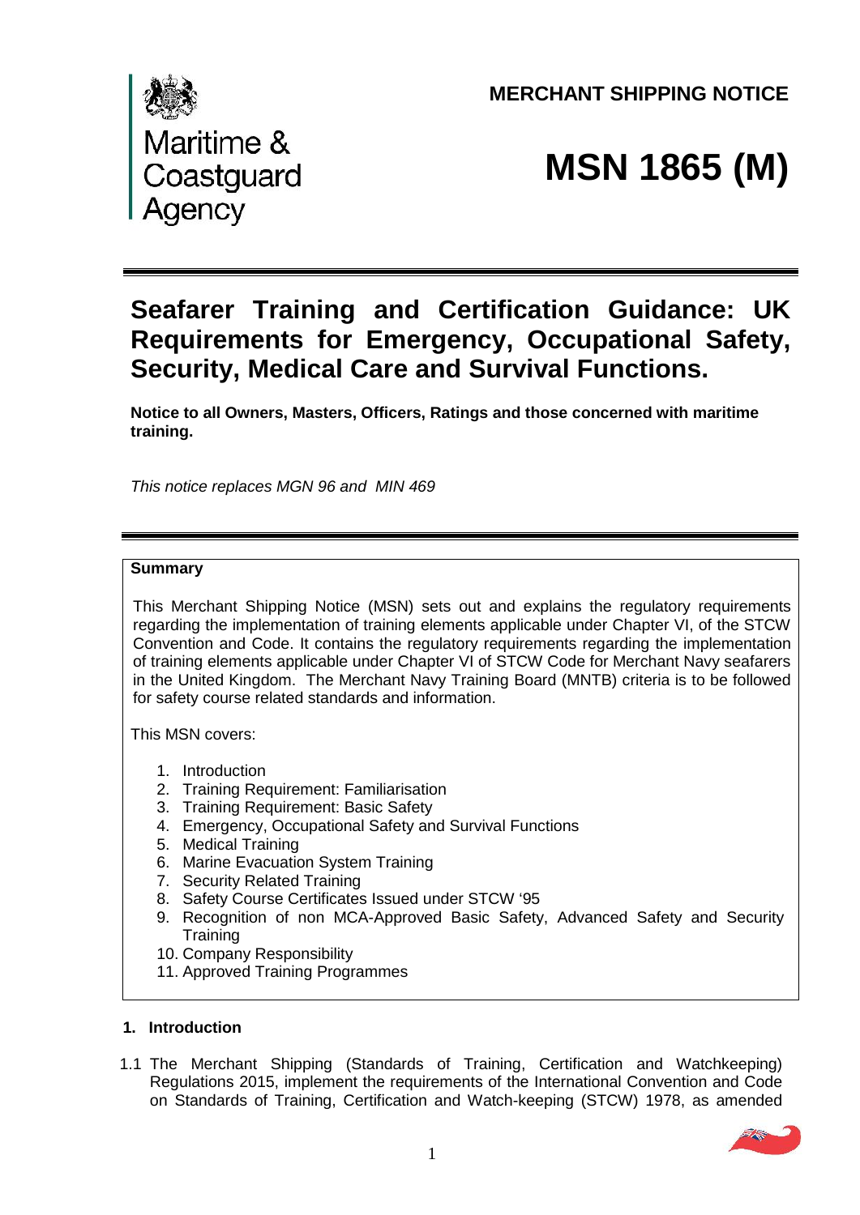Maritime & Coastguard Agency

**MERCHANT SHIPPING NOTICE**

# MSN 1865 (M)

## Seafarer Training and Certification Guidance: UK Requirements for Emergency, Occupational Safety, Security, Medical Care and Survival Functions.

**Notice to all Owners, Masters, Officers, Ratings and those concerned with maritime training.**

*This notice replaces MGN 96 and MIN 469*

**Summary**

This Merchant Shipping Notice (MSN) sets out and explains the regulatory requirements regarding the implementation of training elements applicable under Chapter VI, of the STCW Convention and Code. It contains the regulatory requirements regarding the implementation of training elements applicable under Chapter VI of STCW Code for Merchant Navy seafarers in the United Kingdom. The Merchant Navy Training Board (MNTB) criteria is to be followed for safety course related standards and information.

This MSN covers:

1. Introduction
2. Training Requirement: Familiarisation
3. Training Requirement: Basic Safety
4. Emergency, Occupational Safety and Survival Functions
5. Medical Training
6. Marine Evacuation System Training
7. Security Related Training
8. Safety Course Certificates Issued under STCW '95
9. Recognition of non MCA-Approved Basic Safety, Advanced Safety and Security Training
10. Company Responsibility
11. Approved Training Programmes

### 1. Introduction

1.1 The Merchant Shipping (Standards of Training, Certification and Watchkeeping) Regulations 2015, implement the requirements of the International Convention and Code on Standards of Training, Certification and Watch-keeping (STCW) 1978, as amended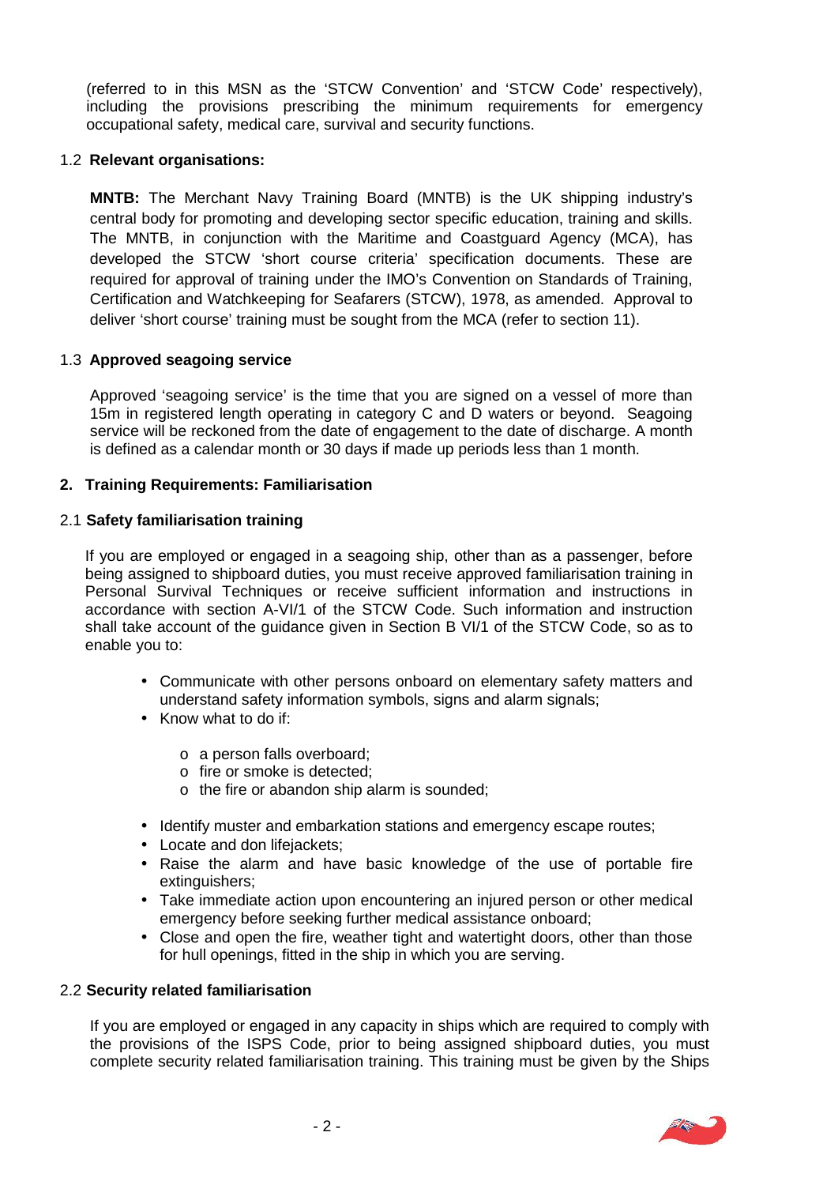(referred to in this MSN as the 'STCW Convention' and 'STCW Code' respectively), including the provisions prescribing the minimum requirements for emergency occupational safety, medical care, survival and security functions.

1.2 **Relevant organisations:**

**MNTB:** The Merchant Navy Training Board (MNTB) is the UK shipping industry's central body for promoting and developing sector specific education, training and skills. The MNTB, in conjunction with the Maritime and Coastguard Agency (MCA), has developed the STCW 'short course criteria' specification documents. These are required for approval of training under the IMO's Convention on Standards of Training, Certification and Watchkeeping for Seafarers (STCW), 1978, as amended. Approval to deliver 'short course' training must be sought from the MCA (refer to section 11).

1.3 **Approved seagoing service**

Approved 'seagoing service' is the time that you are signed on a vessel of more than 15m in registered length operating in category C and D waters or beyond. Seagoing service will be reckoned from the date of engagement to the date of discharge. A month is defined as a calendar month or 30 days if made up periods less than 1 month.

## 2. Training Requirements: Familiarisation

2.1 **Safety familiarisation training**

If you are employed or engaged in a seagoing ship, other than as a passenger, before being assigned to shipboard duties, you must receive approved familiarisation training in Personal Survival Techniques or receive sufficient information and instructions in accordance with section A-VI/1 of the STCW Code. Such information and instruction shall take account of the guidance given in Section B VI/1 of the STCW Code, so as to enable you to:

- Communicate with other persons onboard on elementary safety matters and understand safety information symbols, signs and alarm signals;
- Know what to do if:
  - a person falls overboard;
  - fire or smoke is detected;
  - the fire or abandon ship alarm is sounded;
- Identify muster and embarkation stations and emergency escape routes;
- Locate and don lifejackets;
- Raise the alarm and have basic knowledge of the use of portable fire extinguishers;
- Take immediate action upon encountering an injured person or other medical emergency before seeking further medical assistance onboard;
- Close and open the fire, weather tight and watertight doors, other than those for hull openings, fitted in the ship in which you are serving.

2.2 **Security related familiarisation**

If you are employed or engaged in any capacity in ships which are required to comply with the provisions of the ISPS Code, prior to being assigned shipboard duties, you must complete security related familiarisation training. This training must be given by the Ships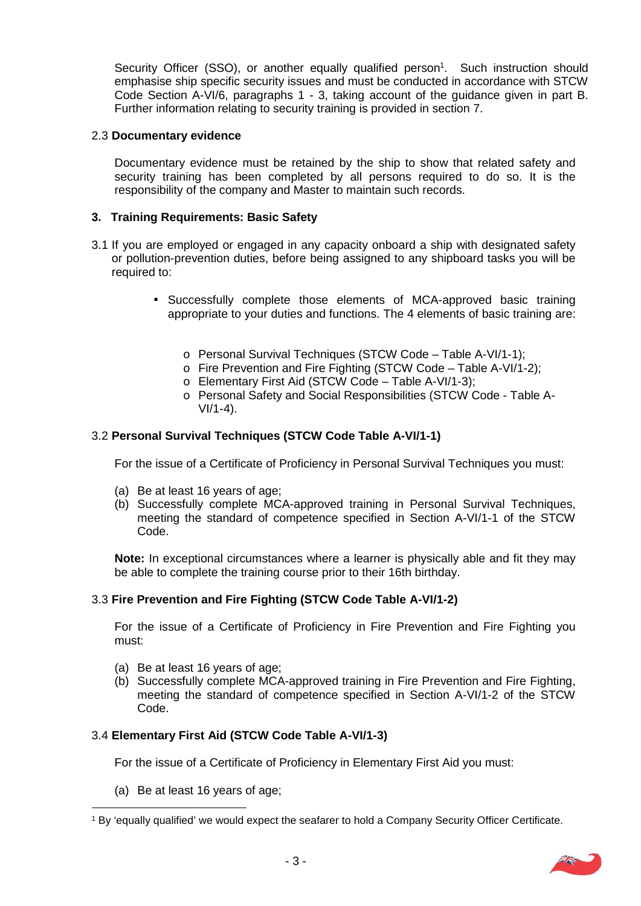Security Officer (SSO), or another equally qualified person[1]. Such instruction should emphasise ship specific security issues and must be conducted in accordance with STCW Code Section A-VI/6, paragraphs 1 - 3, taking account of the guidance given in part B. Further information relating to security training is provided in section 7.

### 2.3 Documentary evidence

Documentary evidence must be retained by the ship to show that related safety and security training has been completed by all persons required to do so. It is the responsibility of the company and Master to maintain such records.

## 3. Training Requirements: Basic Safety

3.1 If you are employed or engaged in any capacity onboard a ship with designated safety or pollution-prevention duties, before being assigned to any shipboard tasks you will be required to:

- Successfully complete those elements of MCA-approved basic training appropriate to your duties and functions. The 4 elements of basic training are:
  - Personal Survival Techniques (STCW Code – Table A-VI/1-1);
  - Fire Prevention and Fire Fighting (STCW Code – Table A-VI/1-2);
  - Elementary First Aid (STCW Code – Table A-VI/1-3);
  - Personal Safety and Social Responsibilities (STCW Code - Table A-VI/1-4).

### 3.2 Personal Survival Techniques (STCW Code Table A-VI/1-1)

For the issue of a Certificate of Proficiency in Personal Survival Techniques you must:

(a) Be at least 16 years of age;
(b) Successfully complete MCA-approved training in Personal Survival Techniques, meeting the standard of competence specified in Section A-VI/1-1 of the STCW Code.

**Note:** In exceptional circumstances where a learner is physically able and fit they may be able to complete the training course prior to their 16th birthday.

### 3.3 Fire Prevention and Fire Fighting (STCW Code Table A-VI/1-2)

For the issue of a Certificate of Proficiency in Fire Prevention and Fire Fighting you must:

(a) Be at least 16 years of age;
(b) Successfully complete MCA-approved training in Fire Prevention and Fire Fighting, meeting the standard of competence specified in Section A-VI/1-2 of the STCW Code.

### 3.4 Elementary First Aid (STCW Code Table A-VI/1-3)

For the issue of a Certificate of Proficiency in Elementary First Aid you must:

(a) Be at least 16 years of age;

---

[1] By 'equally qualified' we would expect the seafarer to hold a Company Security Officer Certificate.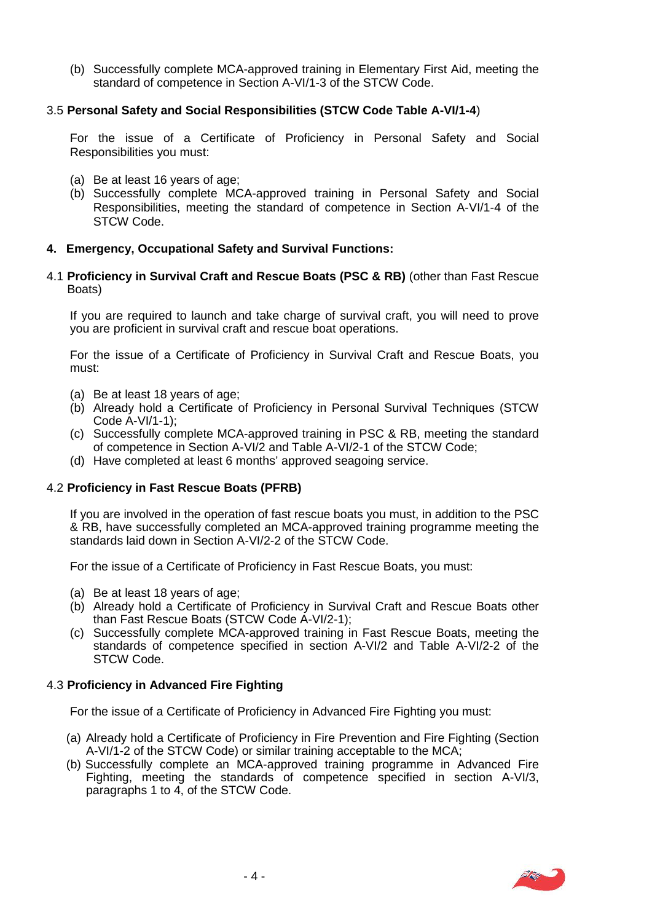(b) Successfully complete MCA-approved training in Elementary First Aid, meeting the standard of competence in Section A-VI/1-3 of the STCW Code.

### 3.5 **Personal Safety and Social Responsibilities (STCW Code Table A-VI/1-4)**

For the issue of a Certificate of Proficiency in Personal Safety and Social Responsibilities you must:

(a) Be at least 16 years of age;
(b) Successfully complete MCA-approved training in Personal Safety and Social Responsibilities, meeting the standard of competence in Section A-VI/1-4 of the STCW Code.

## 4. Emergency, Occupational Safety and Survival Functions:

### 4.1 **Proficiency in Survival Craft and Rescue Boats (PSC & RB)** (other than Fast Rescue Boats)

If you are required to launch and take charge of survival craft, you will need to prove you are proficient in survival craft and rescue boat operations.

For the issue of a Certificate of Proficiency in Survival Craft and Rescue Boats, you must:

(a) Be at least 18 years of age;
(b) Already hold a Certificate of Proficiency in Personal Survival Techniques (STCW Code A-VI/1-1);
(c) Successfully complete MCA-approved training in PSC & RB, meeting the standard of competence in Section A-VI/2 and Table A-VI/2-1 of the STCW Code;
(d) Have completed at least 6 months' approved seagoing service.

### 4.2 **Proficiency in Fast Rescue Boats (PFRB)**

If you are involved in the operation of fast rescue boats you must, in addition to the PSC & RB, have successfully completed an MCA-approved training programme meeting the standards laid down in Section A-VI/2-2 of the STCW Code.

For the issue of a Certificate of Proficiency in Fast Rescue Boats, you must:

(a) Be at least 18 years of age;
(b) Already hold a Certificate of Proficiency in Survival Craft and Rescue Boats other than Fast Rescue Boats (STCW Code A-VI/2-1);
(c) Successfully complete MCA-approved training in Fast Rescue Boats, meeting the standards of competence specified in section A-VI/2 and Table A-VI/2-2 of the STCW Code.

### 4.3 **Proficiency in Advanced Fire Fighting**

For the issue of a Certificate of Proficiency in Advanced Fire Fighting you must:

(a) Already hold a Certificate of Proficiency in Fire Prevention and Fire Fighting (Section A-VI/1-2 of the STCW Code) or similar training acceptable to the MCA;
(b) Successfully complete an MCA-approved training programme in Advanced Fire Fighting, meeting the standards of competence specified in section A-VI/3, paragraphs 1 to 4, of the STCW Code.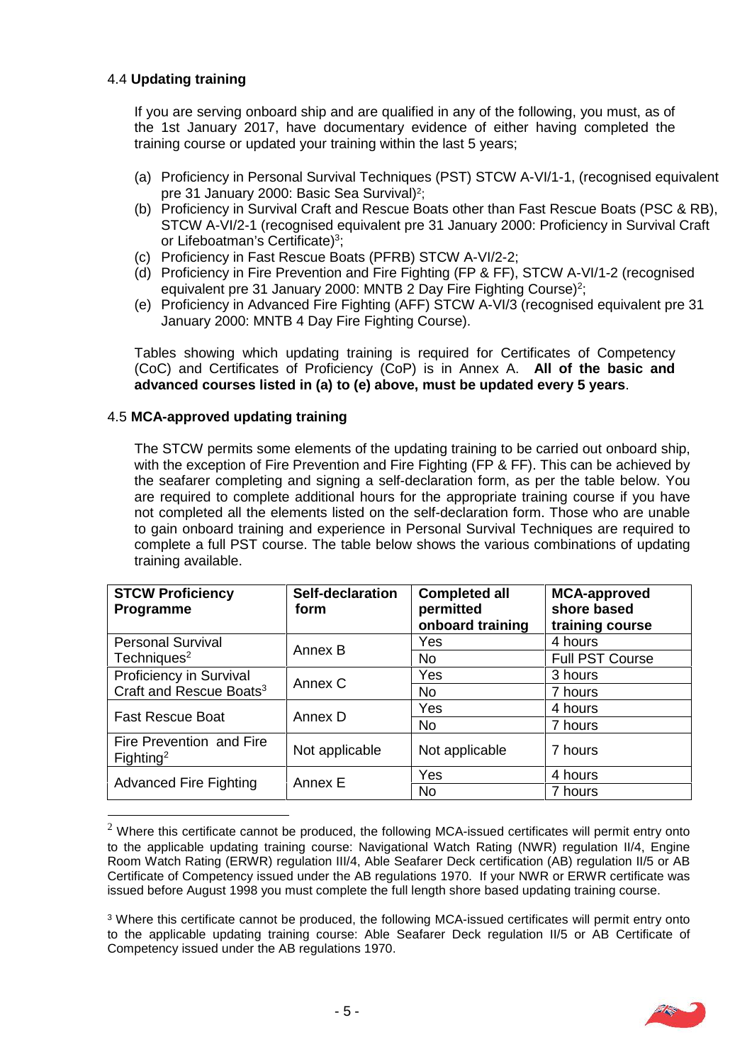### 4.4 **Updating training**

If you are serving onboard ship and are qualified in any of the following, you must, as of the 1st January 2017, have documentary evidence of either having completed the training course or updated your training within the last 5 years;

(a) Proficiency in Personal Survival Techniques (PST) STCW A-VI/1-1, (recognised equivalent pre 31 January 2000: Basic Sea Survival)[2];
(b) Proficiency in Survival Craft and Rescue Boats other than Fast Rescue Boats (PSC & RB), STCW A-VI/2-1 (recognised equivalent pre 31 January 2000: Proficiency in Survival Craft or Lifeboatman's Certificate)[3];
(c) Proficiency in Fast Rescue Boats (PFRB) STCW A-VI/2-2;
(d) Proficiency in Fire Prevention and Fire Fighting (FP & FF), STCW A-VI/1-2 (recognised equivalent pre 31 January 2000: MNTB 2 Day Fire Fighting Course)[2];
(e) Proficiency in Advanced Fire Fighting (AFF) STCW A-VI/3 (recognised equivalent pre 31 January 2000: MNTB 4 Day Fire Fighting Course).

Tables showing which updating training is required for Certificates of Competency (CoC) and Certificates of Proficiency (CoP) is in Annex A. **All of the basic and advanced courses listed in (a) to (e) above, must be updated every 5 years**.

### 4.5 **MCA-approved updating training**

The STCW permits some elements of the updating training to be carried out onboard ship, with the exception of Fire Prevention and Fire Fighting (FP & FF). This can be achieved by the seafarer completing and signing a self-declaration form, as per the table below. You are required to complete additional hours for the appropriate training course if you have not completed all the elements listed on the self-declaration form. Those who are unable to gain onboard training and experience in Personal Survival Techniques are required to complete a full PST course. The table below shows the various combinations of updating training available.

| STCW Proficiency Programme | Self-declaration form | Completed all permitted onboard training | MCA-approved shore based training course |
|---|---|---|---|
| Personal Survival Techniques[2] | Annex B | Yes | 4 hours |
| | | No | Full PST Course |
| Proficiency in Survival Craft and Rescue Boats[3] | Annex C | Yes | 3 hours |
| | | No | 7 hours |
| Fast Rescue Boat | Annex D | Yes | 4 hours |
| | | No | 7 hours |
| Fire Prevention and Fire Fighting[2] | Not applicable | Not applicable | 7 hours |
| Advanced Fire Fighting | Annex E | Yes | 4 hours |
| | | No | 7 hours |

[2] Where this certificate cannot be produced, the following MCA-issued certificates will permit entry onto to the applicable updating training course: Navigational Watch Rating (NWR) regulation II/4, Engine Room Watch Rating (ERWR) regulation III/4, Able Seafarer Deck certification (AB) regulation II/5 or AB Certificate of Competency issued under the AB regulations 1970. If your NWR or ERWR certificate was issued before August 1998 you must complete the full length shore based updating training course.

[3] Where this certificate cannot be produced, the following MCA-issued certificates will permit entry onto to the applicable updating training course: Able Seafarer Deck regulation II/5 or AB Certificate of Competency issued under the AB regulations 1970.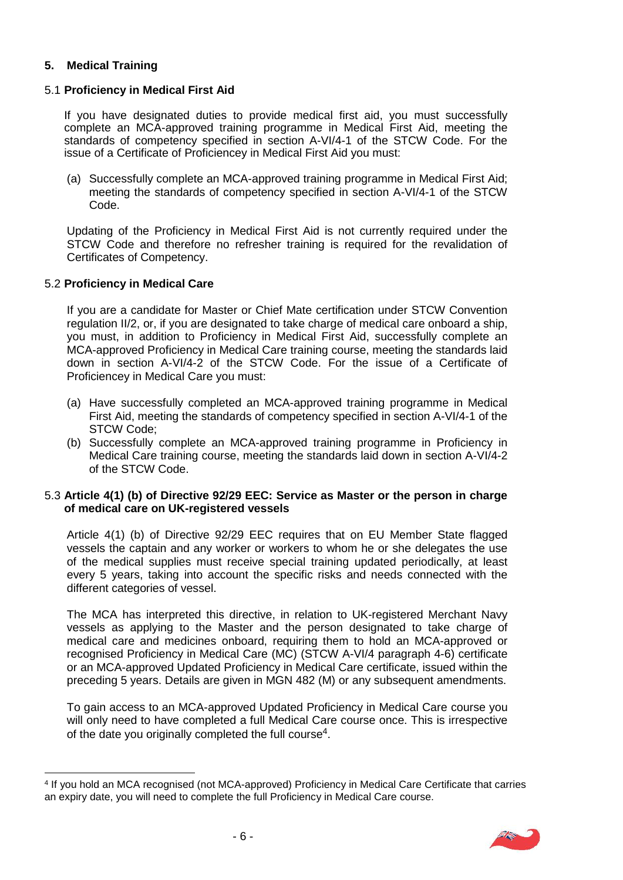## 5. Medical Training

### 5.1 **Proficiency in Medical First Aid**

If you have designated duties to provide medical first aid, you must successfully complete an MCA-approved training programme in Medical First Aid, meeting the standards of competency specified in section A-VI/4-1 of the STCW Code. For the issue of a Certificate of Proficiencey in Medical First Aid you must:

(a) Successfully complete an MCA-approved training programme in Medical First Aid; meeting the standards of competency specified in section A-VI/4-1 of the STCW Code.

Updating of the Proficiency in Medical First Aid is not currently required under the STCW Code and therefore no refresher training is required for the revalidation of Certificates of Competency.

### 5.2 **Proficiency in Medical Care**

If you are a candidate for Master or Chief Mate certification under STCW Convention regulation II/2, or, if you are designated to take charge of medical care onboard a ship, you must, in addition to Proficiency in Medical First Aid, successfully complete an MCA-approved Proficiency in Medical Care training course, meeting the standards laid down in section A-VI/4-2 of the STCW Code. For the issue of a Certificate of Proficiencey in Medical Care you must:

(a) Have successfully completed an MCA-approved training programme in Medical First Aid, meeting the standards of competency specified in section A-VI/4-1 of the STCW Code;
(b) Successfully complete an MCA-approved training programme in Proficiency in Medical Care training course, meeting the standards laid down in section A-VI/4-2 of the STCW Code.

### 5.3 **Article 4(1) (b) of Directive 92/29 EEC: Service as Master or the person in charge of medical care on UK-registered vessels**

Article 4(1) (b) of Directive 92/29 EEC requires that on EU Member State flagged vessels the captain and any worker or workers to whom he or she delegates the use of the medical supplies must receive special training updated periodically, at least every 5 years, taking into account the specific risks and needs connected with the different categories of vessel.

The MCA has interpreted this directive, in relation to UK-registered Merchant Navy vessels as applying to the Master and the person designated to take charge of medical care and medicines onboard, requiring them to hold an MCA-approved or recognised Proficiency in Medical Care (MC) (STCW A-VI/4 paragraph 4-6) certificate or an MCA-approved Updated Proficiency in Medical Care certificate, issued within the preceding 5 years. Details are given in MGN 482 (M) or any subsequent amendments.

To gain access to an MCA-approved Updated Proficiency in Medical Care course you will only need to have completed a full Medical Care course once. This is irrespective of the date you originally completed the full course[4].

---

[4] If you hold an MCA recognised (not MCA-approved) Proficiency in Medical Care Certificate that carries an expiry date, you will need to complete the full Proficiency in Medical Care course.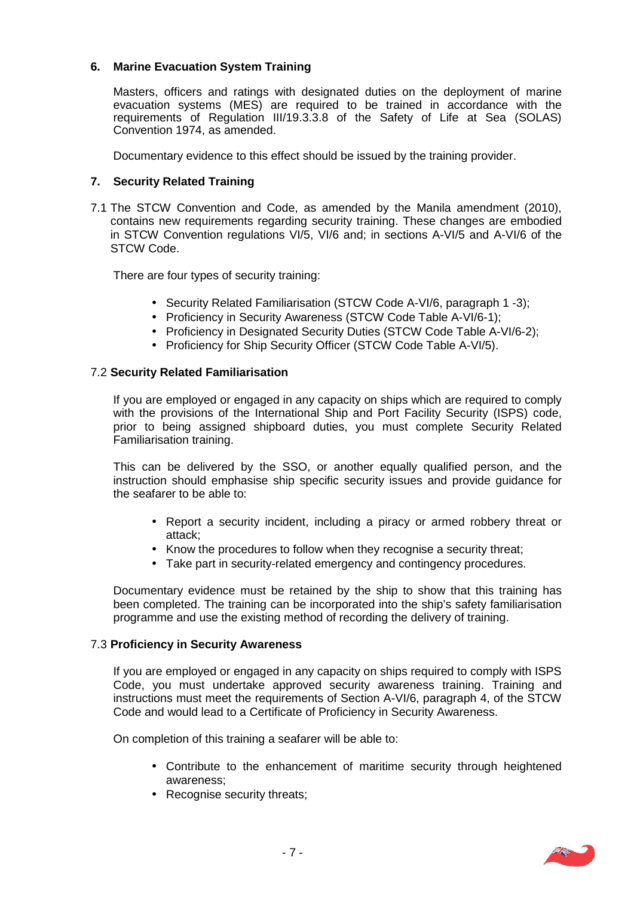## 6. Marine Evacuation System Training

Masters, officers and ratings with designated duties on the deployment of marine evacuation systems (MES) are required to be trained in accordance with the requirements of Regulation III/19.3.3.8 of the Safety of Life at Sea (SOLAS) Convention 1974, as amended.

Documentary evidence to this effect should be issued by the training provider.

## 7. Security Related Training

7.1 The STCW Convention and Code, as amended by the Manila amendment (2010), contains new requirements regarding security training. These changes are embodied in STCW Convention regulations VI/5, VI/6 and; in sections A-VI/5 and A-VI/6 of the STCW Code.

There are four types of security training:

- Security Related Familiarisation (STCW Code A-VI/6, paragraph 1 -3);
- Proficiency in Security Awareness (STCW Code Table A-VI/6-1);
- Proficiency in Designated Security Duties (STCW Code Table A-VI/6-2);
- Proficiency for Ship Security Officer (STCW Code Table A-VI/5).

### 7.2 Security Related Familiarisation

If you are employed or engaged in any capacity on ships which are required to comply with the provisions of the International Ship and Port Facility Security (ISPS) code, prior to being assigned shipboard duties, you must complete Security Related Familiarisation training.

This can be delivered by the SSO, or another equally qualified person, and the instruction should emphasise ship specific security issues and provide guidance for the seafarer to be able to:

- Report a security incident, including a piracy or armed robbery threat or attack;
- Know the procedures to follow when they recognise a security threat;
- Take part in security-related emergency and contingency procedures.

Documentary evidence must be retained by the ship to show that this training has been completed. The training can be incorporated into the ship's safety familiarisation programme and use the existing method of recording the delivery of training.

### 7.3 Proficiency in Security Awareness

If you are employed or engaged in any capacity on ships required to comply with ISPS Code, you must undertake approved security awareness training. Training and instructions must meet the requirements of Section A-VI/6, paragraph 4, of the STCW Code and would lead to a Certificate of Proficiency in Security Awareness.

On completion of this training a seafarer will be able to:

- Contribute to the enhancement of maritime security through heightened awareness;
- Recognise security threats;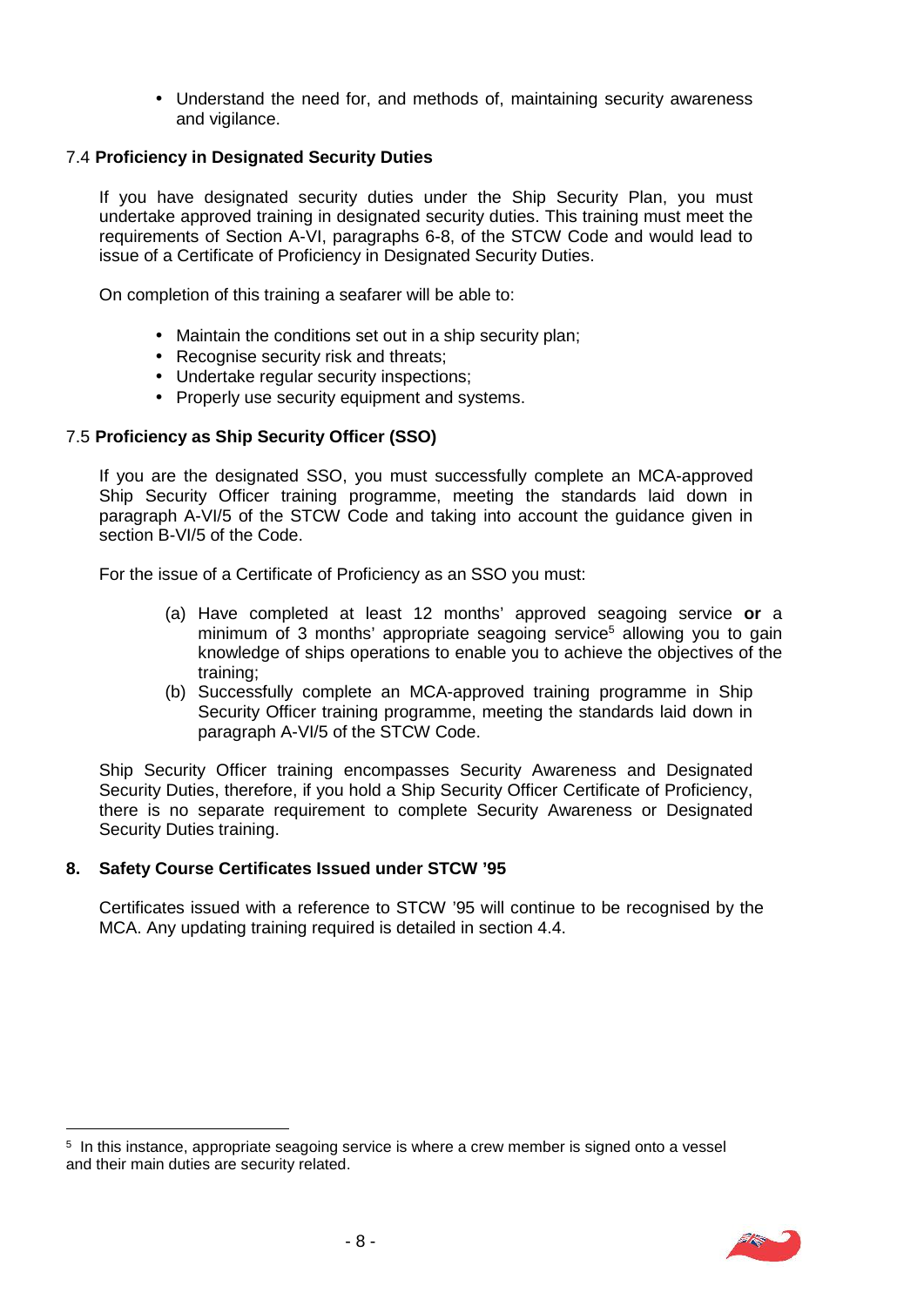- Understand the need for, and methods of, maintaining security awareness and vigilance.

### 7.4 **Proficiency in Designated Security Duties**

If you have designated security duties under the Ship Security Plan, you must undertake approved training in designated security duties. This training must meet the requirements of Section A-VI, paragraphs 6-8, of the STCW Code and would lead to issue of a Certificate of Proficiency in Designated Security Duties.

On completion of this training a seafarer will be able to:

- Maintain the conditions set out in a ship security plan;
- Recognise security risk and threats;
- Undertake regular security inspections;
- Properly use security equipment and systems.

### 7.5 **Proficiency as Ship Security Officer (SSO)**

If you are the designated SSO, you must successfully complete an MCA-approved Ship Security Officer training programme, meeting the standards laid down in paragraph A-VI/5 of the STCW Code and taking into account the guidance given in section B-VI/5 of the Code.

For the issue of a Certificate of Proficiency as an SSO you must:

(a) Have completed at least 12 months' approved seagoing service **or** a minimum of 3 months' appropriate seagoing service[5] allowing you to gain knowledge of ships operations to enable you to achieve the objectives of the training;

(b) Successfully complete an MCA-approved training programme in Ship Security Officer training programme, meeting the standards laid down in paragraph A-VI/5 of the STCW Code.

Ship Security Officer training encompasses Security Awareness and Designated Security Duties, therefore, if you hold a Ship Security Officer Certificate of Proficiency, there is no separate requirement to complete Security Awareness or Designated Security Duties training.

## 8. Safety Course Certificates Issued under STCW '95

Certificates issued with a reference to STCW '95 will continue to be recognised by the MCA. Any updating training required is detailed in section 4.4.

---

[5] In this instance, appropriate seagoing service is where a crew member is signed onto a vessel and their main duties are security related.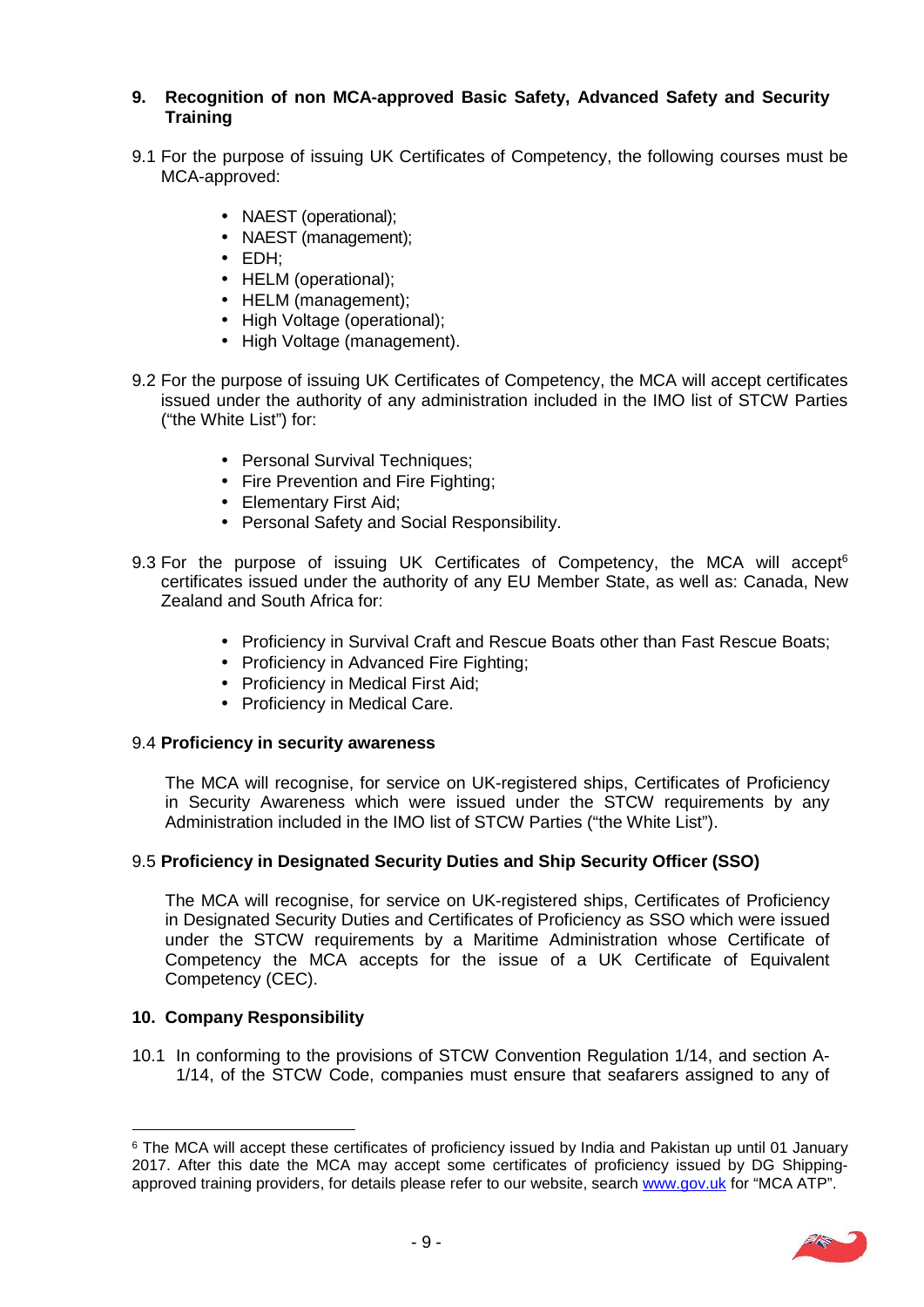## 9. Recognition of non MCA-approved Basic Safety, Advanced Safety and Security Training

9.1 For the purpose of issuing UK Certificates of Competency, the following courses must be MCA-approved:

- NAEST (operational);
- NAEST (management);
- EDH;
- HELM (operational);
- HELM (management);
- High Voltage (operational);
- High Voltage (management).

9.2 For the purpose of issuing UK Certificates of Competency, the MCA will accept certificates issued under the authority of any administration included in the IMO list of STCW Parties ("the White List") for:

- Personal Survival Techniques;
- Fire Prevention and Fire Fighting;
- Elementary First Aid;
- Personal Safety and Social Responsibility.

9.3 For the purpose of issuing UK Certificates of Competency, the MCA will accept[6] certificates issued under the authority of any EU Member State, as well as: Canada, New Zealand and South Africa for:

- Proficiency in Survival Craft and Rescue Boats other than Fast Rescue Boats;
- Proficiency in Advanced Fire Fighting;
- Proficiency in Medical First Aid;
- Proficiency in Medical Care.

9.4 **Proficiency in security awareness**

The MCA will recognise, for service on UK-registered ships, Certificates of Proficiency in Security Awareness which were issued under the STCW requirements by any Administration included in the IMO list of STCW Parties ("the White List").

9.5 **Proficiency in Designated Security Duties and Ship Security Officer (SSO)**

The MCA will recognise, for service on UK-registered ships, Certificates of Proficiency in Designated Security Duties and Certificates of Proficiency as SSO which were issued under the STCW requirements by a Maritime Administration whose Certificate of Competency the MCA accepts for the issue of a UK Certificate of Equivalent Competency (CEC).

## 10. Company Responsibility

10.1 In conforming to the provisions of STCW Convention Regulation 1/14, and section A-1/14, of the STCW Code, companies must ensure that seafarers assigned to any of

---

[6] The MCA will accept these certificates of proficiency issued by India and Pakistan up until 01 January 2017. After this date the MCA may accept some certificates of proficiency issued by DG Shipping-approved training providers, for details please refer to our website, search www.gov.uk for "MCA ATP".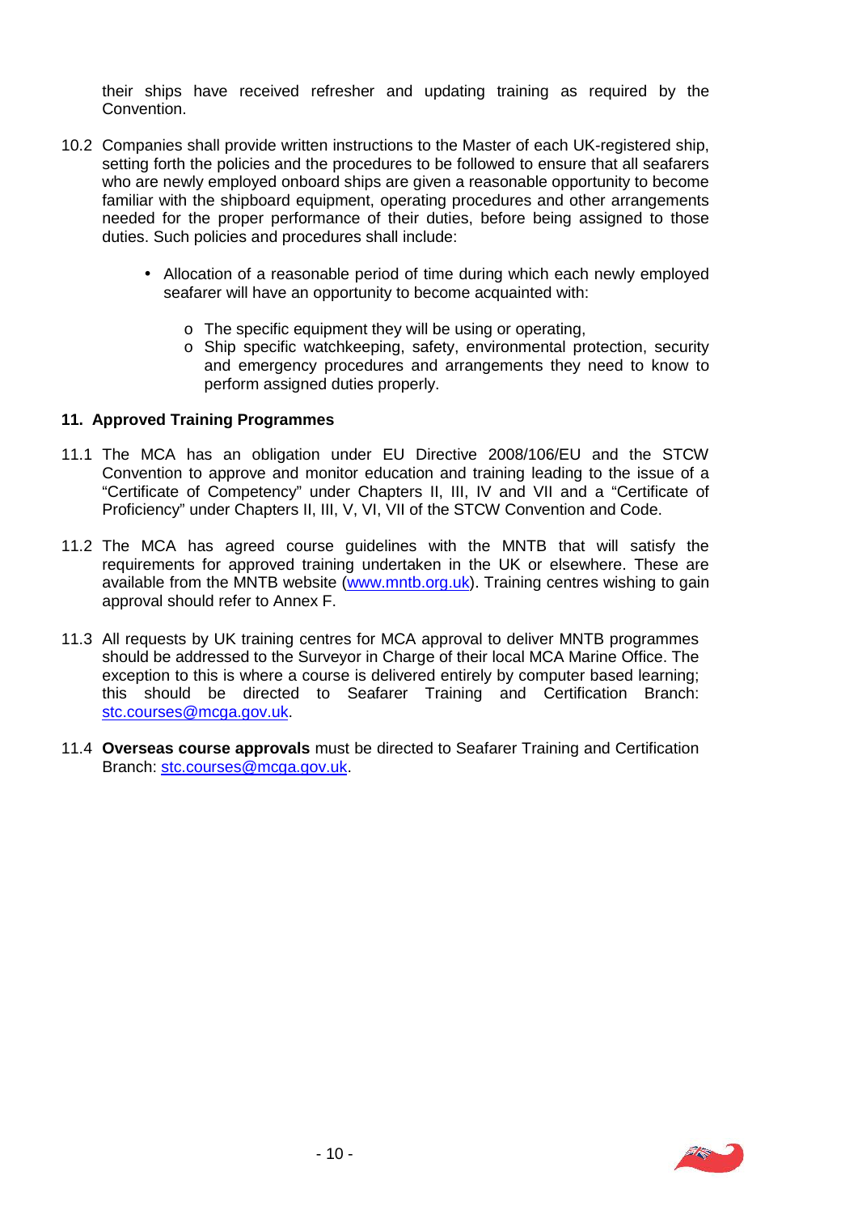their ships have received refresher and updating training as required by the Convention.

10.2 Companies shall provide written instructions to the Master of each UK-registered ship, setting forth the policies and the procedures to be followed to ensure that all seafarers who are newly employed onboard ships are given a reasonable opportunity to become familiar with the shipboard equipment, operating procedures and other arrangements needed for the proper performance of their duties, before being assigned to those duties. Such policies and procedures shall include:

- Allocation of a reasonable period of time during which each newly employed seafarer will have an opportunity to become acquainted with:
  - The specific equipment they will be using or operating,
  - Ship specific watchkeeping, safety, environmental protection, security and emergency procedures and arrangements they need to know to perform assigned duties properly.

### 11. Approved Training Programmes

11.1 The MCA has an obligation under EU Directive 2008/106/EU and the STCW Convention to approve and monitor education and training leading to the issue of a "Certificate of Competency" under Chapters II, III, IV and VII and a "Certificate of Proficiency" under Chapters II, III, V, VI, VII of the STCW Convention and Code.

11.2 The MCA has agreed course guidelines with the MNTB that will satisfy the requirements for approved training undertaken in the UK or elsewhere. These are available from the MNTB website (www.mntb.org.uk). Training centres wishing to gain approval should refer to Annex F.

11.3 All requests by UK training centres for MCA approval to deliver MNTB programmes should be addressed to the Surveyor in Charge of their local MCA Marine Office. The exception to this is where a course is delivered entirely by computer based learning; this should be directed to Seafarer Training and Certification Branch: stc.courses@mcga.gov.uk.

11.4 **Overseas course approvals** must be directed to Seafarer Training and Certification Branch: stc.courses@mcga.gov.uk.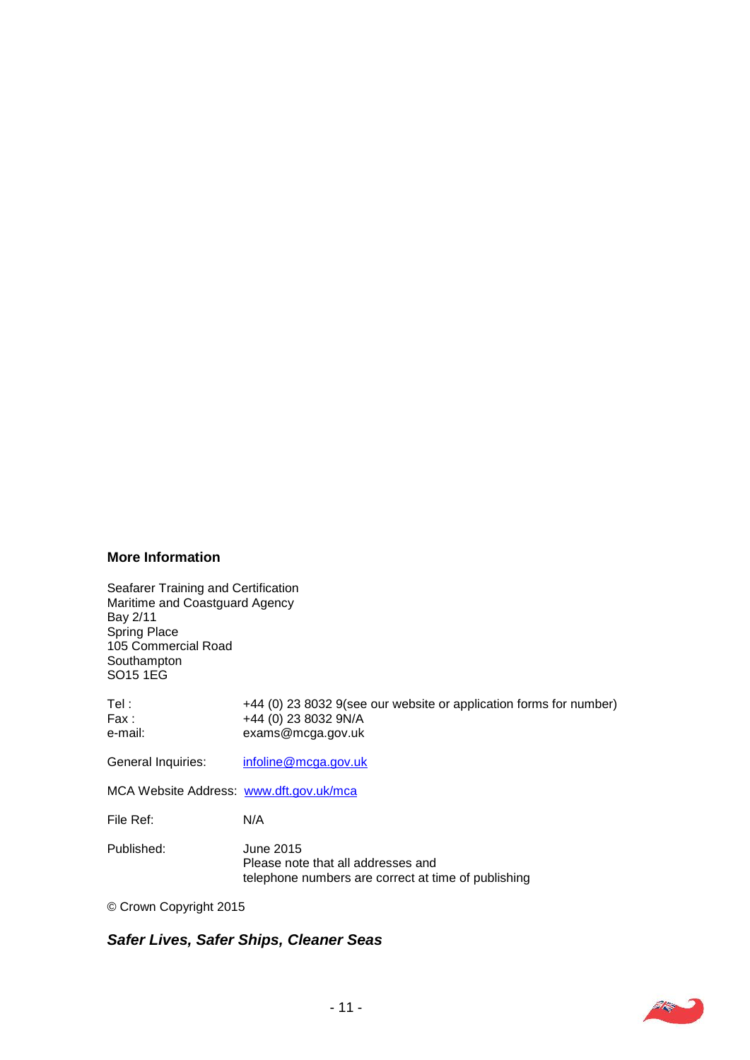### More Information

Seafarer Training and Certification
Maritime and Coastguard Agency
Bay 2/11
Spring Place
105 Commercial Road
Southampton
SO15 1EG

| | |
|---|---|
| Tel : | +44 (0) 23 8032 9(see our website or application forms for number) |
| Fax : | +44 (0) 23 8032 9N/A |
| e-mail: | exams@mcga.gov.uk |
| General Inquiries: | infoline@mcga.gov.uk |
| MCA Website Address: | www.dft.gov.uk/mca |
| File Ref: | N/A |
| Published: | June 2015<br>Please note that all addresses and telephone numbers are correct at time of publishing |

© Crown Copyright 2015

***Safer Lives, Safer Ships, Cleaner Seas***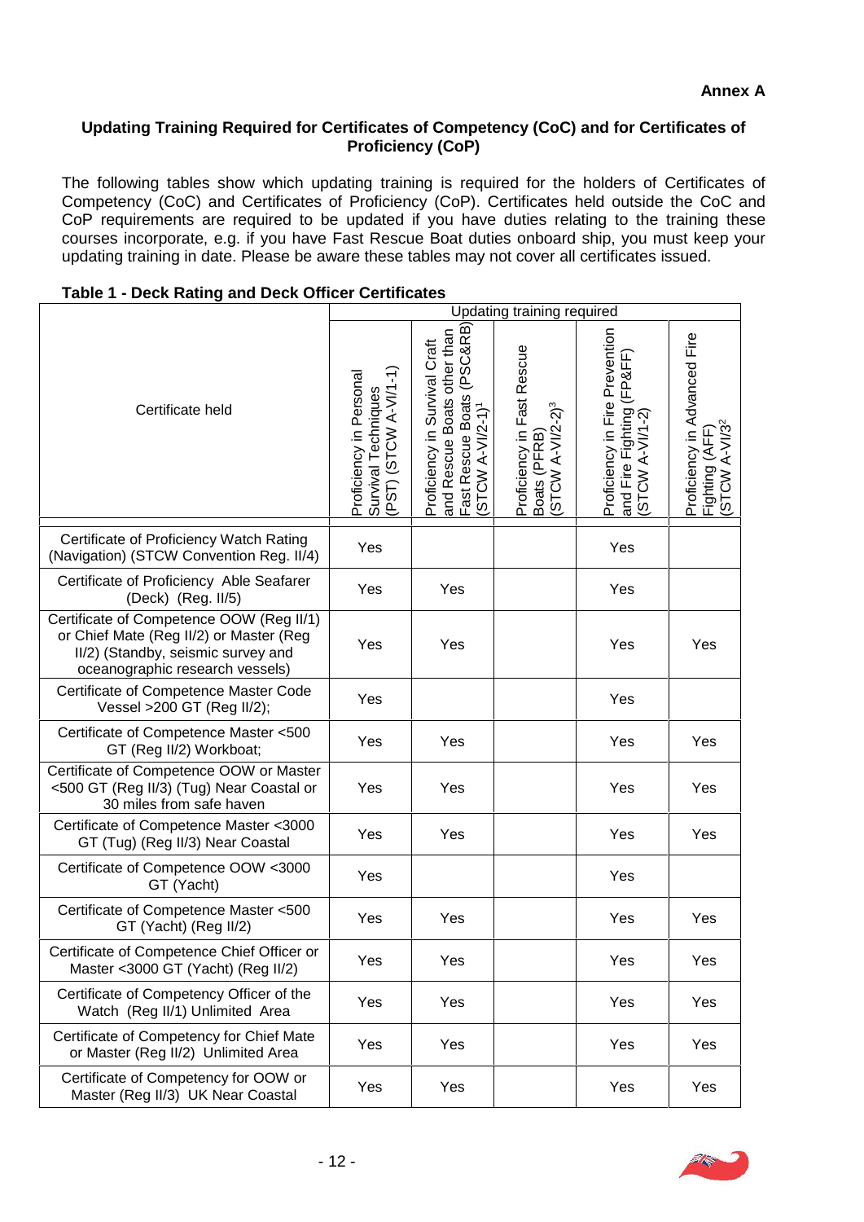**Annex A**

**Updating Training Required for Certificates of Competency (CoC) and for Certificates of Proficiency (CoP)**

The following tables show which updating training is required for the holders of Certificates of Competency (CoC) and Certificates of Proficiency (CoP). Certificates held outside the CoC and CoP requirements are required to be updated if you have duties relating to the training these courses incorporate, e.g. if you have Fast Rescue Boat duties onboard ship, you must keep your updating training in date. Please be aware these tables may not cover all certificates issued.

**Table 1 - Deck Rating and Deck Officer Certificates**

| Certificate held | Updating training required | | | | |
|---|---|---|---|---|---|
| | Proficiency in Personal Survival Techniques (PST) (STCW A-VI/1-1) | Proficiency in Survival Craft and Rescue Boats other than Fast Rescue Boats (PSC&RB) (STCW A-VI/2-1)[1] | Proficiency in Fast Rescue Boats (PFRB) (STCW A-VI/2-2)[3] | Proficiency in Fire Prevention and Fire Fighting (FP&FF) (STCW A-VI/1-2) | Proficiency in Advanced Fire Fighting (AFF) (STCW A-VI/3[2] |
| Certificate of Proficiency Watch Rating (Navigation) (STCW Convention Reg. II/4) | Yes | | | Yes | |
| Certificate of Proficiency Able Seafarer (Deck) (Reg. II/5) | Yes | Yes | | Yes | |
| Certificate of Competence OOW (Reg II/1) or Chief Mate (Reg II/2) or Master (Reg II/2) (Standby, seismic survey and oceanographic research vessels) | Yes | Yes | | Yes | Yes |
| Certificate of Competence Master Code Vessel >200 GT (Reg II/2); | Yes | | | Yes | |
| Certificate of Competence Master <500 GT (Reg II/2) Workboat; | Yes | Yes | | Yes | Yes |
| Certificate of Competence OOW or Master <500 GT (Reg II/3) (Tug) Near Coastal or 30 miles from safe haven | Yes | Yes | | Yes | Yes |
| Certificate of Competence Master <3000 GT (Tug) (Reg II/3) Near Coastal | Yes | Yes | | Yes | Yes |
| Certificate of Competence OOW <3000 GT (Yacht) | Yes | | | Yes | |
| Certificate of Competence Master <500 GT (Yacht) (Reg II/2) | Yes | Yes | | Yes | Yes |
| Certificate of Competence Chief Officer or Master <3000 GT (Yacht) (Reg II/2) | Yes | Yes | | Yes | Yes |
| Certificate of Competency Officer of the Watch (Reg II/1) Unlimited Area | Yes | Yes | | Yes | Yes |
| Certificate of Competency for Chief Mate or Master (Reg II/2) Unlimited Area | Yes | Yes | | Yes | Yes |
| Certificate of Competency for OOW or Master (Reg II/3) UK Near Coastal | Yes | Yes | | Yes | Yes |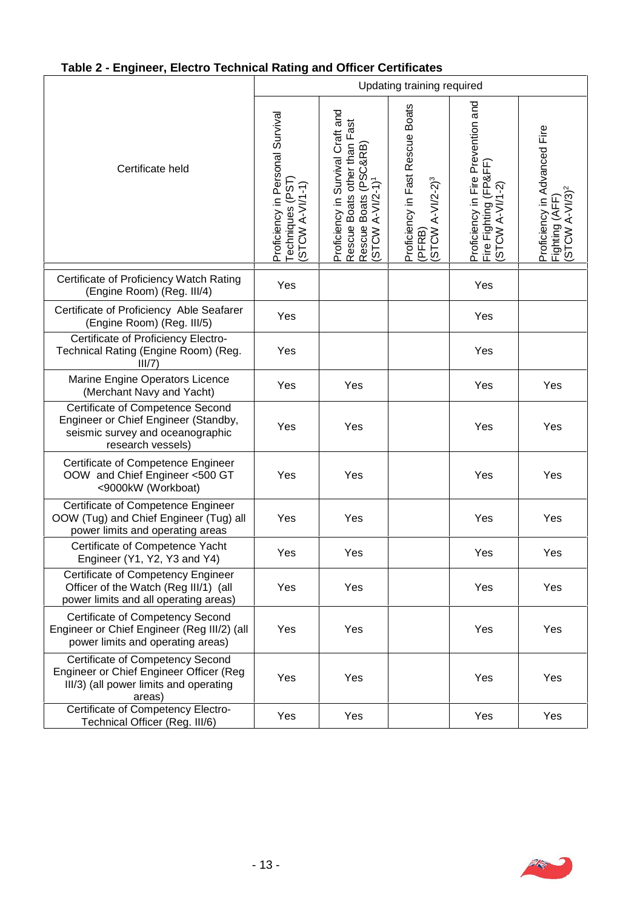**Table 2 - Engineer, Electro Technical Rating and Officer Certificates**

| Certificate held | Updating training required | | | | |
|---|---|---|---|---|---|
| | Proficiency in Personal Survival Techniques (PST) (STCW A-VI/1-1) | Proficiency in Survival Craft and Rescue Boats other than Fast Rescue Boats (PSC&RB) (STCW A-VI/2-1)[1] | Proficiency in Fast Rescue Boats (PFRB) (STCW A-VI/2-2)[3] | Proficiency in Fire Prevention and Fire Fighting (FP&FF) (STCW A-VI/1-2) | Proficiency in Advanced Fire Fighting (AFF) (STCW A-VI/3)[2] |
| Certificate of Proficiency Watch Rating (Engine Room) (Reg. III/4) | Yes | | | Yes | |
| Certificate of Proficiency Able Seafarer (Engine Room) (Reg. III/5) | Yes | | | Yes | |
| Certificate of Proficiency Electro-Technical Rating (Engine Room) (Reg. III/7) | Yes | | | Yes | |
| Marine Engine Operators Licence (Merchant Navy and Yacht) | Yes | Yes | | Yes | Yes |
| Certificate of Competence Second Engineer or Chief Engineer (Standby, seismic survey and oceanographic research vessels) | Yes | Yes | | Yes | Yes |
| Certificate of Competence Engineer OOW and Chief Engineer <500 GT <9000kW (Workboat) | Yes | Yes | | Yes | Yes |
| Certificate of Competence Engineer OOW (Tug) and Chief Engineer (Tug) all power limits and operating areas | Yes | Yes | | Yes | Yes |
| Certificate of Competence Yacht Engineer (Y1, Y2, Y3 and Y4) | Yes | Yes | | Yes | Yes |
| Certificate of Competency Engineer Officer of the Watch (Reg III/1) (all power limits and all operating areas) | Yes | Yes | | Yes | Yes |
| Certificate of Competency Second Engineer or Chief Engineer (Reg III/2) (all power limits and operating areas) | Yes | Yes | | Yes | Yes |
| Certificate of Competency Second Engineer or Chief Engineer Officer (Reg III/3) (all power limits and operating areas) | Yes | Yes | | Yes | Yes |
| Certificate of Competency Electro-Technical Officer (Reg. III/6) | Yes | Yes | | Yes | Yes |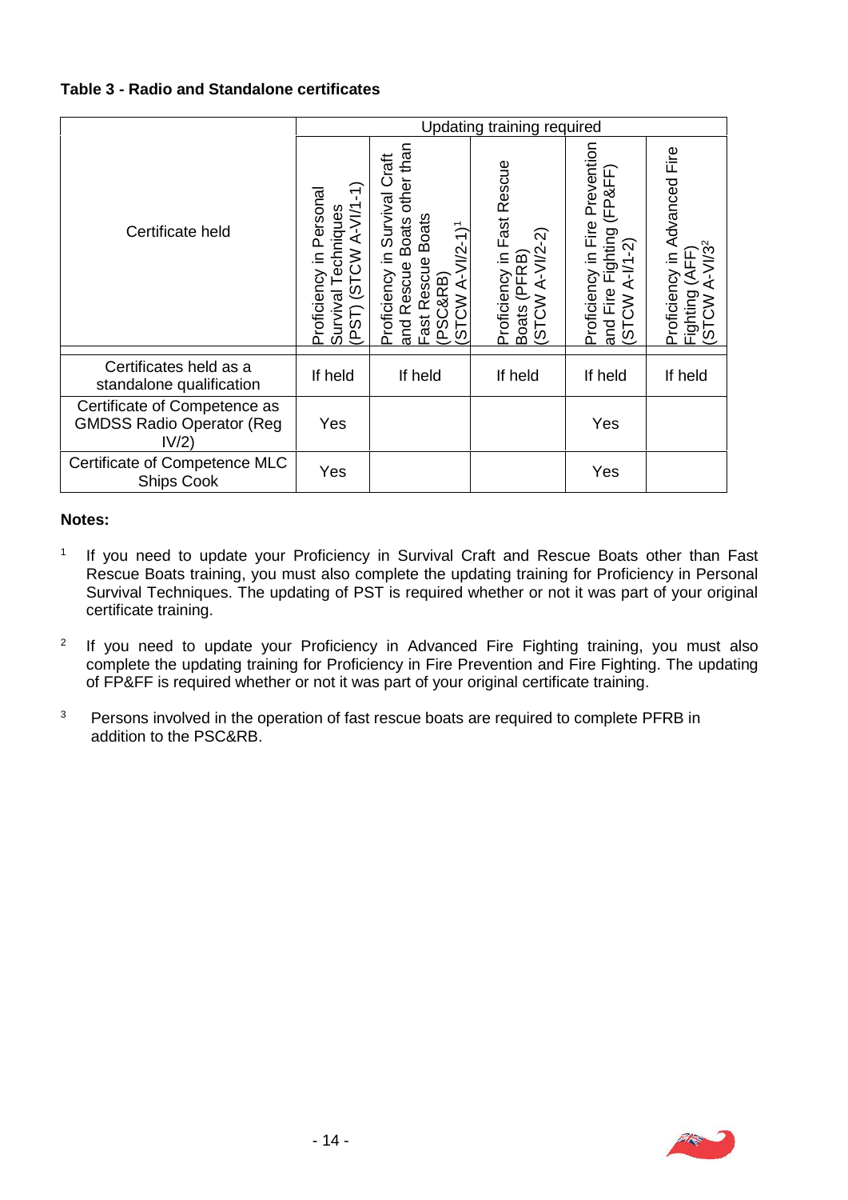**Table 3 - Radio and Standalone certificates**

| Certificate held | Updating training required | | | | |
|---|---|---|---|---|---|
| | Proficiency in Personal Survival Techniques (PST) (STCW A-VI/1-1) | Proficiency in Survival Craft and Rescue Boats other than Fast Rescue Boats (PSC&RB) (STCW A-VI/2-1)[1] | Proficiency in Fast Rescue Boats (PFRB) (STCW A-VI/2-2) | Proficiency in Fire Prevention and Fire Fighting (FP&FF) (STCW A-I/1-2) | Proficiency in Advanced Fire Fighting (AFF) (STCW A-VI/3[2] |
| Certificates held as a standalone qualification | If held | If held | If held | If held | If held |
| Certificate of Competence as GMDSS Radio Operator (Reg IV/2) | Yes | | | Yes | |
| Certificate of Competence MLC Ships Cook | Yes | | | Yes | |

**Notes:**

[1] If you need to update your Proficiency in Survival Craft and Rescue Boats other than Fast Rescue Boats training, you must also complete the updating training for Proficiency in Personal Survival Techniques. The updating of PST is required whether or not it was part of your original certificate training.

[2] If you need to update your Proficiency in Advanced Fire Fighting training, you must also complete the updating training for Proficiency in Fire Prevention and Fire Fighting. The updating of FP&FF is required whether or not it was part of your original certificate training.

[3] Persons involved in the operation of fast rescue boats are required to complete PFRB in addition to the PSC&RB.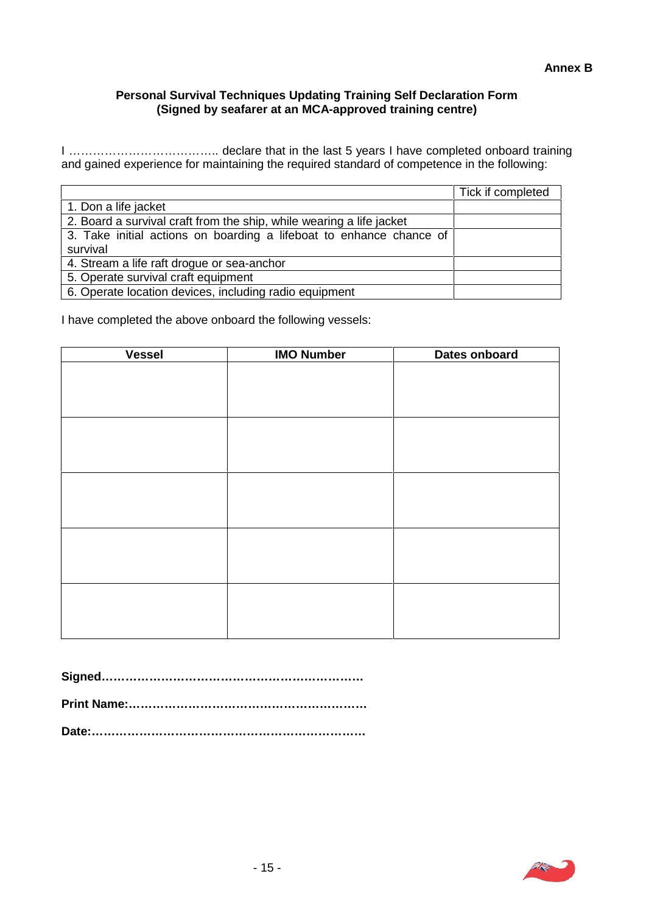**Annex B**

**Personal Survival Techniques Updating Training Self Declaration Form**
**(Signed by seafarer at an MCA-approved training centre)**

I ……………………………….. declare that in the last 5 years I have completed onboard training and gained experience for maintaining the required standard of competence in the following:

| | Tick if completed |
|---|---|
| 1. Don a life jacket | |
| 2. Board a survival craft from the ship, while wearing a life jacket | |
| 3. Take initial actions on boarding a lifeboat to enhance chance of survival | |
| 4. Stream a life raft drogue or sea-anchor | |
| 5. Operate survival craft equipment | |
| 6. Operate location devices, including radio equipment | |

I have completed the above onboard the following vessels:

| Vessel | IMO Number | Dates onboard |
|---|---|---|
| | | |
| | | |
| | | |
| | | |
| | | |

**Signed…………………………………………………………**

**Print Name:…………………………………………………**

**Date:…………………………………………………………**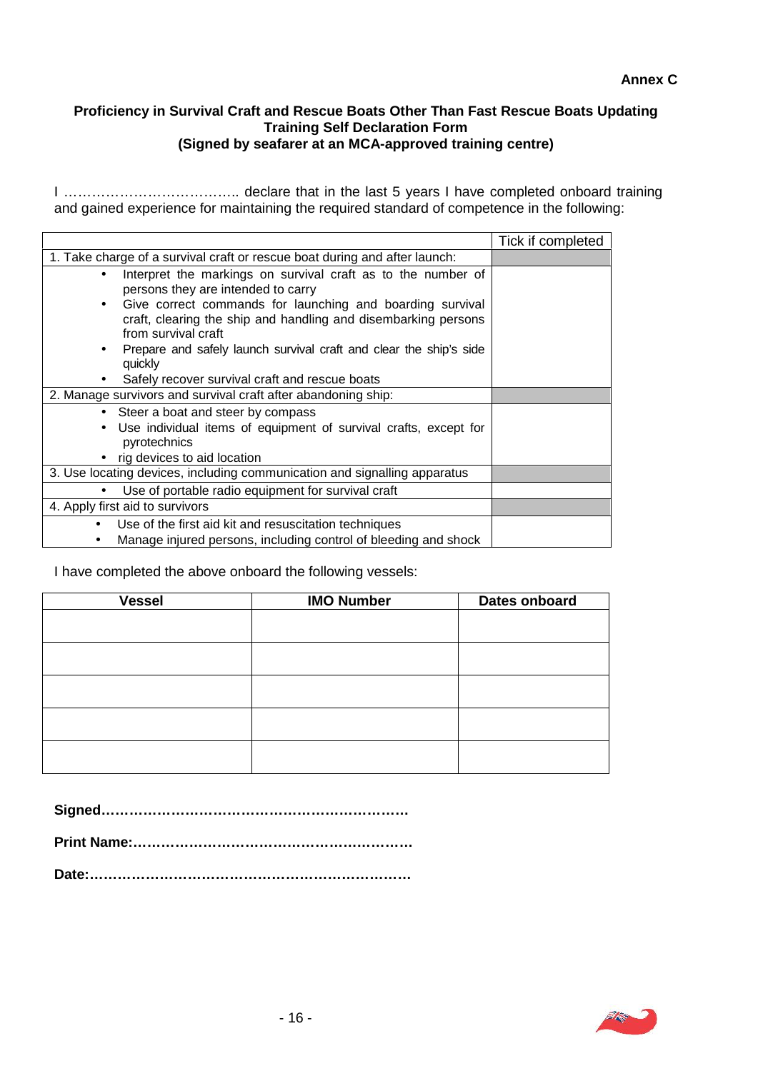**Annex C**

## Proficiency in Survival Craft and Rescue Boats Other Than Fast Rescue Boats Updating Training Self Declaration Form
### (Signed by seafarer at an MCA-approved training centre)

I ……………………………….. declare that in the last 5 years I have completed onboard training and gained experience for maintaining the required standard of competence in the following:

| | Tick if completed |
|---|---|
| 1. Take charge of a survival craft or rescue boat during and after launch: | |
| • Interpret the markings on survival craft as to the number of persons they are intended to carry<br>• Give correct commands for launching and boarding survival craft, clearing the ship and handling and disembarking persons from survival craft<br>• Prepare and safely launch survival craft and clear the ship's side quickly<br>• Safely recover survival craft and rescue boats | |
| 2. Manage survivors and survival craft after abandoning ship: | |
| • Steer a boat and steer by compass<br>• Use individual items of equipment of survival crafts, except for pyrotechnics<br>• rig devices to aid location | |
| 3. Use locating devices, including communication and signalling apparatus | |
| • Use of portable radio equipment for survival craft | |
| 4. Apply first aid to survivors | |
| • Use of the first aid kit and resuscitation techniques<br>• Manage injured persons, including control of bleeding and shock | |

I have completed the above onboard the following vessels:

| Vessel | IMO Number | Dates onboard |
|---|---|---|
| | | |
| | | |
| | | |
| | | |
| | | |

**Signed…………………………………………………………**

**Print Name:……………………………………………………**

**Date:……………………………………………………………**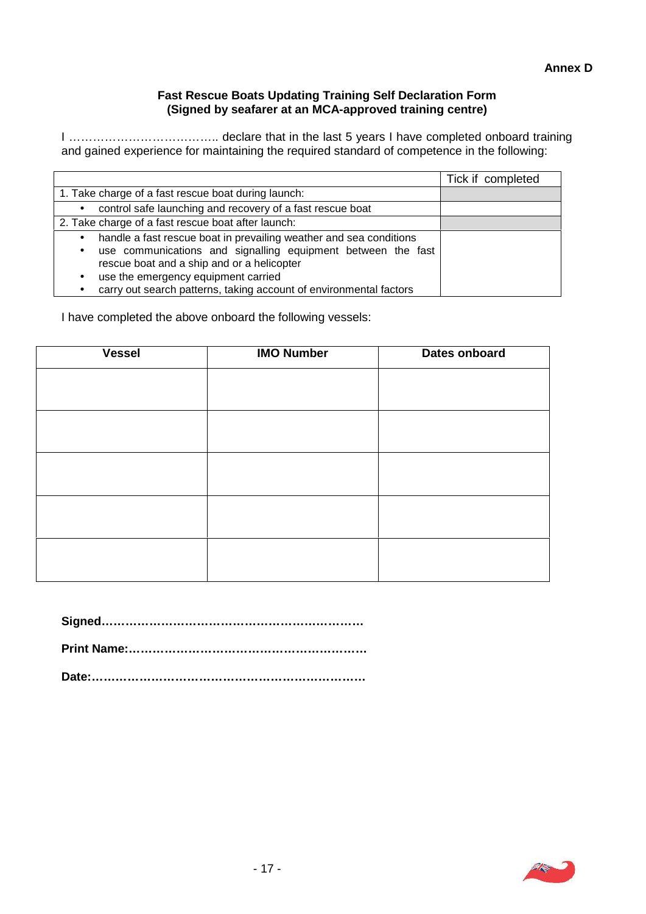**Annex D**

**Fast Rescue Boats Updating Training Self Declaration Form**
**(Signed by seafarer at an MCA-approved training centre)**

I ……………………………….. declare that in the last 5 years I have completed onboard training and gained experience for maintaining the required standard of competence in the following:

| | Tick if completed |
|---|---|
| 1. Take charge of a fast rescue boat during launch: | |
| • control safe launching and recovery of a fast rescue boat | |
| 2. Take charge of a fast rescue boat after launch: | |
| • handle a fast rescue boat in prevailing weather and sea conditions<br>• use communications and signalling equipment between the fast rescue boat and a ship and or a helicopter<br>• use the emergency equipment carried<br>• carry out search patterns, taking account of environmental factors | |

I have completed the above onboard the following vessels:

| Vessel | IMO Number | Dates onboard |
|---|---|---|
| | | |
| | | |
| | | |
| | | |
| | | |

**Signed…………………………………………………………**

**Print Name:…………………………………………………….**

**Date:……………………………………………………………**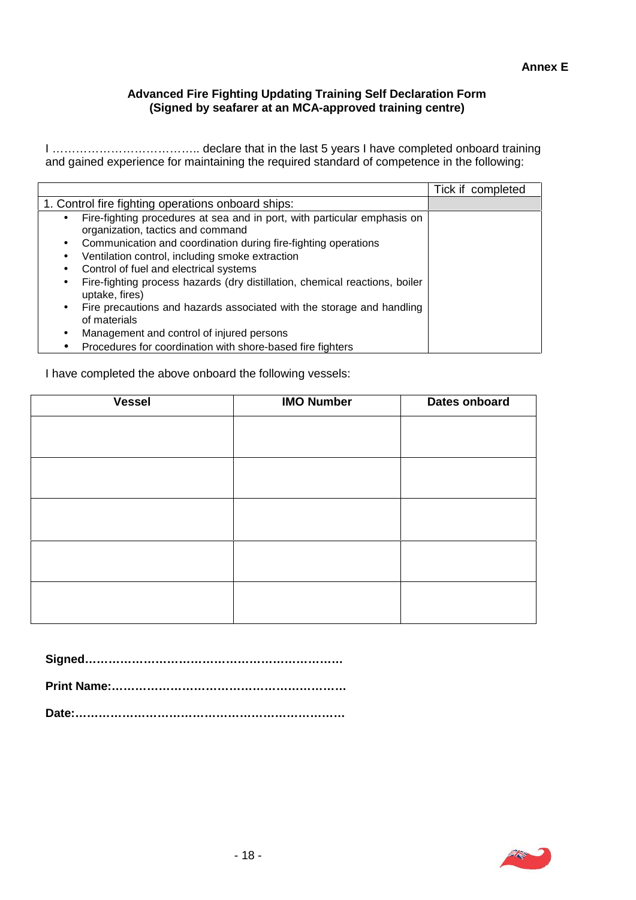**Annex E**

## Advanced Fire Fighting Updating Training Self Declaration Form
### (Signed by seafarer at an MCA-approved training centre)

I ……………………………….. declare that in the last 5 years I have completed onboard training and gained experience for maintaining the required standard of competence in the following:

| | Tick if completed |
|---|---|
| 1. Control fire fighting operations onboard ships: | |
| • Fire-fighting procedures at sea and in port, with particular emphasis on organization, tactics and command<br>• Communication and coordination during fire-fighting operations<br>• Ventilation control, including smoke extraction<br>• Control of fuel and electrical systems<br>• Fire-fighting process hazards (dry distillation, chemical reactions, boiler uptake, fires)<br>• Fire precautions and hazards associated with the storage and handling of materials<br>• Management and control of injured persons<br>• Procedures for coordination with shore-based fire fighters | |

I have completed the above onboard the following vessels:

| Vessel | IMO Number | Dates onboard |
|---|---|---|
| | | |
| | | |
| | | |
| | | |
| | | |

**Signed…………………………………………………………**

**Print Name:……………………………………………………**

**Date:……………………………………………………………**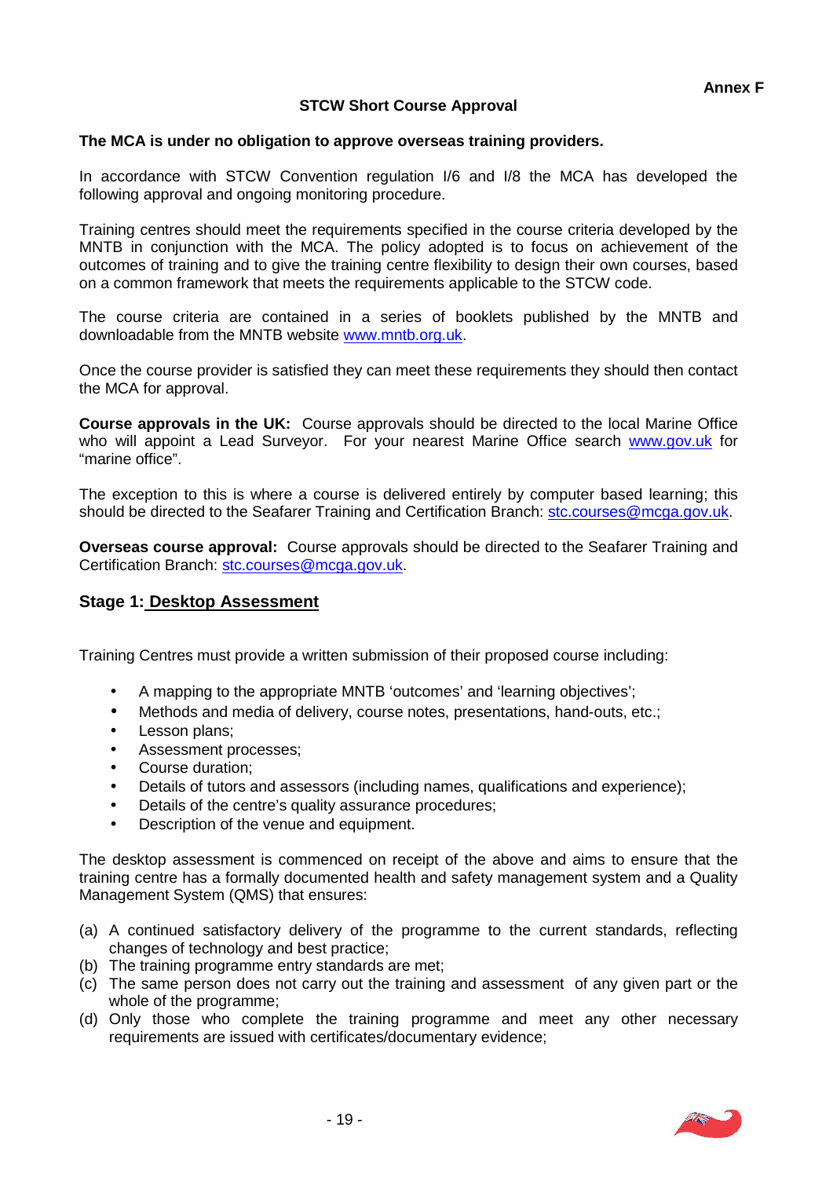Annex F

## STCW Short Course Approval

**The MCA is under no obligation to approve overseas training providers.**

In accordance with STCW Convention regulation I/6 and I/8 the MCA has developed the following approval and ongoing monitoring procedure.

Training centres should meet the requirements specified in the course criteria developed by the MNTB in conjunction with the MCA. The policy adopted is to focus on achievement of the outcomes of training and to give the training centre flexibility to design their own courses, based on a common framework that meets the requirements applicable to the STCW code.

The course criteria are contained in a series of booklets published by the MNTB and downloadable from the MNTB website www.mntb.org.uk.

Once the course provider is satisfied they can meet these requirements they should then contact the MCA for approval.

**Course approvals in the UK:** Course approvals should be directed to the local Marine Office who will appoint a Lead Surveyor. For your nearest Marine Office search www.gov.uk for "marine office".

The exception to this is where a course is delivered entirely by computer based learning; this should be directed to the Seafarer Training and Certification Branch: stc.courses@mcga.gov.uk.

**Overseas course approval:** Course approvals should be directed to the Seafarer Training and Certification Branch: stc.courses@mcga.gov.uk.

### Stage 1: Desktop Assessment

Training Centres must provide a written submission of their proposed course including:

- A mapping to the appropriate MNTB 'outcomes' and 'learning objectives';
- Methods and media of delivery, course notes, presentations, hand-outs, etc.;
- Lesson plans;
- Assessment processes;
- Course duration;
- Details of tutors and assessors (including names, qualifications and experience);
- Details of the centre's quality assurance procedures;
- Description of the venue and equipment.

The desktop assessment is commenced on receipt of the above and aims to ensure that the training centre has a formally documented health and safety management system and a Quality Management System (QMS) that ensures:

(a) A continued satisfactory delivery of the programme to the current standards, reflecting changes of technology and best practice;
(b) The training programme entry standards are met;
(c) The same person does not carry out the training and assessment of any given part or the whole of the programme;
(d) Only those who complete the training programme and meet any other necessary requirements are issued with certificates/documentary evidence;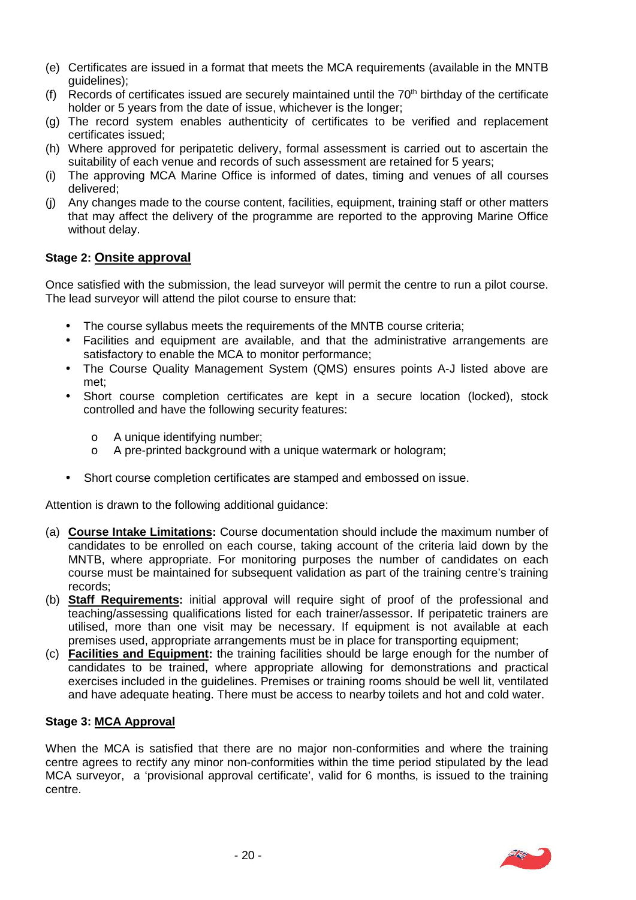(e) Certificates are issued in a format that meets the MCA requirements (available in the MNTB guidelines);

(f) Records of certificates issued are securely maintained until the 70th birthday of the certificate holder or 5 years from the date of issue, whichever is the longer;

(g) The record system enables authenticity of certificates to be verified and replacement certificates issued;

(h) Where approved for peripatetic delivery, formal assessment is carried out to ascertain the suitability of each venue and records of such assessment are retained for 5 years;

(i) The approving MCA Marine Office is informed of dates, timing and venues of all courses delivered;

(j) Any changes made to the course content, facilities, equipment, training staff or other matters that may affect the delivery of the programme are reported to the approving Marine Office without delay.

**Stage 2: <u>Onsite approval</u>**

Once satisfied with the submission, the lead surveyor will permit the centre to run a pilot course. The lead surveyor will attend the pilot course to ensure that:

- The course syllabus meets the requirements of the MNTB course criteria;
- Facilities and equipment are available, and that the administrative arrangements are satisfactory to enable the MCA to monitor performance;
- The Course Quality Management System (QMS) ensures points A-J listed above are met;
- Short course completion certificates are kept in a secure location (locked), stock controlled and have the following security features:
    - A unique identifying number;
    - A pre-printed background with a unique watermark or hologram;
- Short course completion certificates are stamped and embossed on issue.

Attention is drawn to the following additional guidance:

(a) **<u>Course Intake Limitations</u>:** Course documentation should include the maximum number of candidates to be enrolled on each course, taking account of the criteria laid down by the MNTB, where appropriate. For monitoring purposes the number of candidates on each course must be maintained for subsequent validation as part of the training centre's training records;

(b) **<u>Staff Requirements</u>:** initial approval will require sight of proof of the professional and teaching/assessing qualifications listed for each trainer/assessor. If peripatetic trainers are utilised, more than one visit may be necessary. If equipment is not available at each premises used, appropriate arrangements must be in place for transporting equipment;

(c) **<u>Facilities and Equipment</u>:** the training facilities should be large enough for the number of candidates to be trained, where appropriate allowing for demonstrations and practical exercises included in the guidelines. Premises or training rooms should be well lit, ventilated and have adequate heating. There must be access to nearby toilets and hot and cold water.

**Stage 3: <u>MCA Approval</u>**

When the MCA is satisfied that there are no major non-conformities and where the training centre agrees to rectify any minor non-conformities within the time period stipulated by the lead MCA surveyor, a 'provisional approval certificate', valid for 6 months, is issued to the training centre.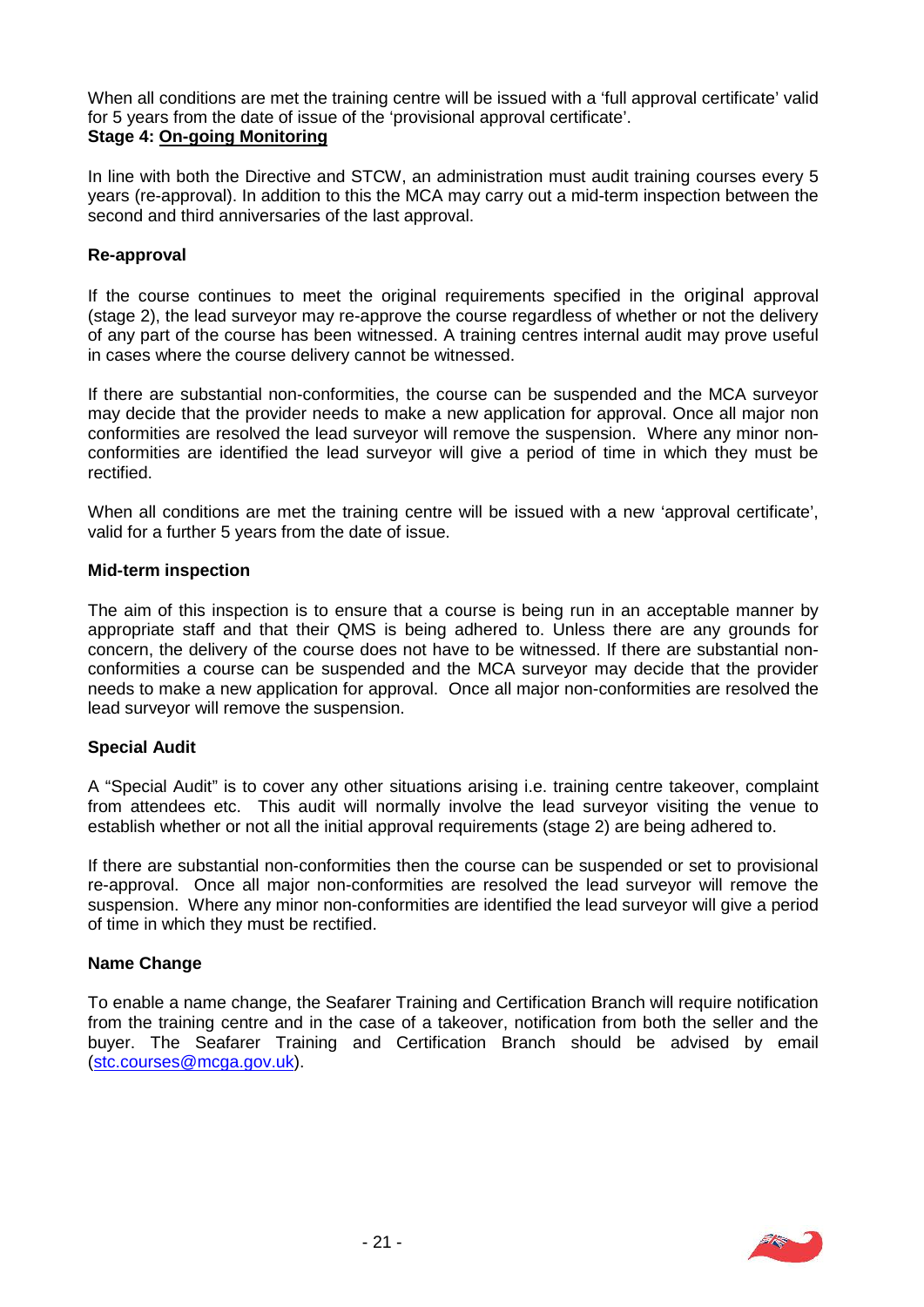When all conditions are met the training centre will be issued with a 'full approval certificate' valid for 5 years from the date of issue of the 'provisional approval certificate'.

**Stage 4: On-going Monitoring**

In line with both the Directive and STCW, an administration must audit training courses every 5 years (re-approval). In addition to this the MCA may carry out a mid-term inspection between the second and third anniversaries of the last approval.

**Re-approval**

If the course continues to meet the original requirements specified in the original approval (stage 2), the lead surveyor may re-approve the course regardless of whether or not the delivery of any part of the course has been witnessed. A training centres internal audit may prove useful in cases where the course delivery cannot be witnessed.

If there are substantial non-conformities, the course can be suspended and the MCA surveyor may decide that the provider needs to make a new application for approval. Once all major non conformities are resolved the lead surveyor will remove the suspension. Where any minor non-conformities are identified the lead surveyor will give a period of time in which they must be rectified.

When all conditions are met the training centre will be issued with a new 'approval certificate', valid for a further 5 years from the date of issue.

**Mid-term inspection**

The aim of this inspection is to ensure that a course is being run in an acceptable manner by appropriate staff and that their QMS is being adhered to. Unless there are any grounds for concern, the delivery of the course does not have to be witnessed. If there are substantial non-conformities a course can be suspended and the MCA surveyor may decide that the provider needs to make a new application for approval. Once all major non-conformities are resolved the lead surveyor will remove the suspension.

**Special Audit**

A "Special Audit" is to cover any other situations arising i.e. training centre takeover, complaint from attendees etc. This audit will normally involve the lead surveyor visiting the venue to establish whether or not all the initial approval requirements (stage 2) are being adhered to.

If there are substantial non-conformities then the course can be suspended or set to provisional re-approval. Once all major non-conformities are resolved the lead surveyor will remove the suspension. Where any minor non-conformities are identified the lead surveyor will give a period of time in which they must be rectified.

**Name Change**

To enable a name change, the Seafarer Training and Certification Branch will require notification from the training centre and in the case of a takeover, notification from both the seller and the buyer. The Seafarer Training and Certification Branch should be advised by email (stc.courses@mcga.gov.uk).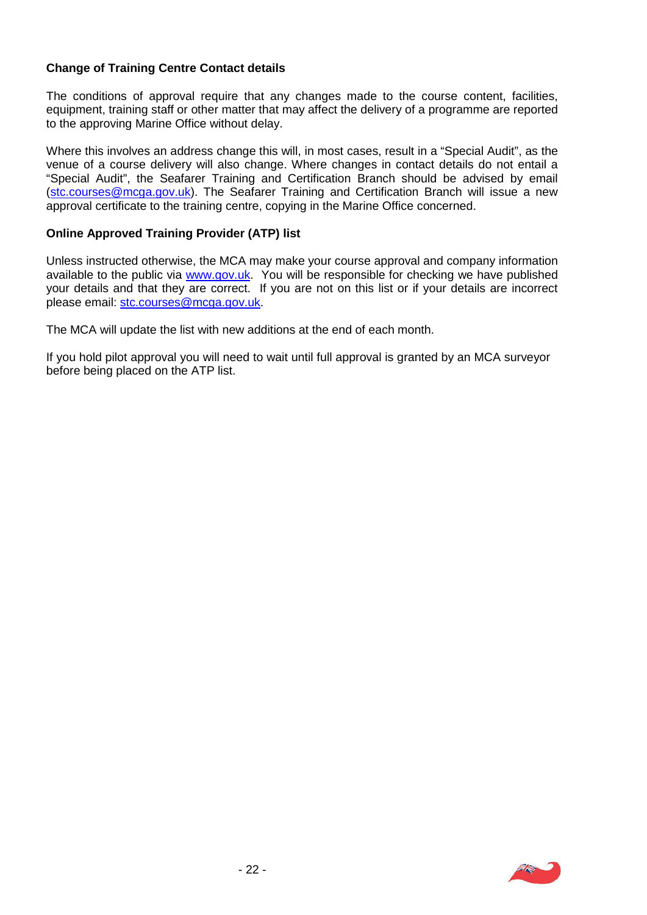**Change of Training Centre Contact details**

The conditions of approval require that any changes made to the course content, facilities, equipment, training staff or other matter that may affect the delivery of a programme are reported to the approving Marine Office without delay.

Where this involves an address change this will, in most cases, result in a "Special Audit", as the venue of a course delivery will also change. Where changes in contact details do not entail a "Special Audit", the Seafarer Training and Certification Branch should be advised by email (stc.courses@mcga.gov.uk). The Seafarer Training and Certification Branch will issue a new approval certificate to the training centre, copying in the Marine Office concerned.

**Online Approved Training Provider (ATP) list**

Unless instructed otherwise, the MCA may make your course approval and company information available to the public via www.gov.uk. You will be responsible for checking we have published your details and that they are correct. If you are not on this list or if your details are incorrect please email: stc.courses@mcga.gov.uk.

The MCA will update the list with new additions at the end of each month.

If you hold pilot approval you will need to wait until full approval is granted by an MCA surveyor before being placed on the ATP list.